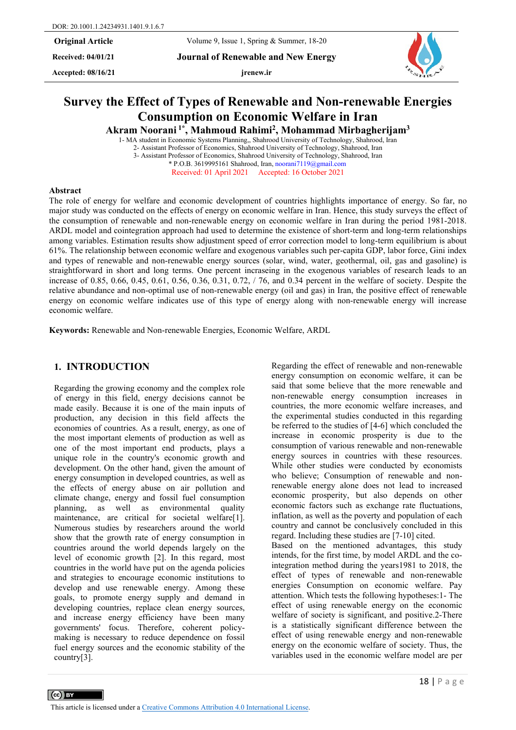DOR: 20.1001.1.24234931.1401.9.1.6.7

**Original Article**

**Received: 04/01/21**

**Accepted: 08/16/21**

**Journal of Renewable and New Energy**

**jrenew.ir**

# Survey the Effect of Types of Renewable and Non-renewable Energies Consumption on Economic Welfare in Iran

**Akram Noorani [1*], Mahmoud Rahimi[2], Mohammad Mirbagherijam[3]**

1- MA student in Economic Systems Planning,, Shahrood University of Technology, Shahrood, Iran
2- Assistant Professor of Economics, Shahrood University of Technology, Shahrood, Iran
3- Assistant Professor of Economics, Shahrood University of Technology, Shahrood, Iran
* P.O.B. 3619995161 Shahrood, Iran, noorani7119@gmail.com

Received: 01 April 2021 Accepted: 16 October 2021

## Abstract

The role of energy for welfare and economic development of countries highlights importance of energy. So far, no major study was conducted on the effects of energy on economic welfare in Iran. Hence, this study surveys the effect of the consumption of renewable and non-renewable energy on economic welfare in Iran during the period 1981-2018. ARDL model and cointegration approach had used to determine the existence of short-term and long-term relationships among variables. Estimation results show adjustment speed of error correction model to long-term equilibrium is about 61%. The relationship between economic welfare and exogenous variables such per-capita GDP, labor force, Gini index and types of renewable and non-renewable energy sources (solar, wind, water, geothermal, oil, gas and gasoline) is straightforward in short and long terms. One percent incraseing in the exogenous variables of research leads to an increase of 0.85, 0.66, 0.45, 0.61, 0.56, 0.36, 0.31, 0.72, / 76, and 0.34 percent in the welfare of society. Despite the relative abundance and non-optimal use of non-renewable energy (oil and gas) in Iran, the positive effect of renewable energy on economic welfare indicates use of this type of energy along with non-renewable energy will increase economic welfare.

**Keywords:** Renewable and Non-renewable Energies, Economic Welfare, ARDL

## 1. INTRODUCTION

Regarding the growing economy and the complex role of energy in this field, energy decisions cannot be made easily. Because it is one of the main inputs of production, any decision in this field affects the economies of countries. As a result, energy, as one of the most important elements of production as well as one of the most important end products, plays a unique role in the country's economic growth and development. On the other hand, given the amount of energy consumption in developed countries, as well as the effects of energy abuse on air pollution and climate change, energy and fossil fuel consumption planning, as well as environmental quality maintenance, are critical for societal welfare[1]. Numerous studies by researchers around the world show that the growth rate of energy consumption in countries around the world depends largely on the level of economic growth [2]. In this regard, most countries in the world have put on the agenda policies and strategies to encourage economic institutions to develop and use renewable energy. Among these goals, to promote energy supply and demand in developing countries, replace clean energy sources, and increase energy efficiency have been many governments' focus. Therefore, coherent policy-making is necessary to reduce dependence on fossil fuel energy sources and the economic stability of the country[3].

Regarding the effect of renewable and non-renewable energy consumption on economic welfare, it can be said that some believe that the more renewable and non-renewable energy consumption increases in countries, the more economic welfare increases, and the experimental studies conducted in this regarding be referred to the studies of [4-6] which concluded the increase in economic prosperity is due to the consumption of various renewable and non-renewable energy sources in countries with these resources. While other studies were conducted by economists who believe; Consumption of renewable and non-renewable energy alone does not lead to increased economic prosperity, but also depends on other economic factors such as exchange rate fluctuations, inflation, as well as the poverty and population of each country and cannot be conclusively concluded in this regard. Including these studies are [7-10] cited.

Based on the mentioned advantages, this study intends, for the first time, by model ARDL and the co-integration method during the years1981 to 2018, the effect of types of renewable and non-renewable energies Consumption on economic welfare. Pay attention. Which tests the following hypotheses:1- The effect of using renewable energy on the economic welfare of society is significant, and positive.2-There is a statistically significant difference between the effect of using renewable energy and non-renewable energy on the economic welfare of society. Thus, the variables used in the economic welfare model are per

This article is licensed under a Creative Commons Attribution 4.0 International License.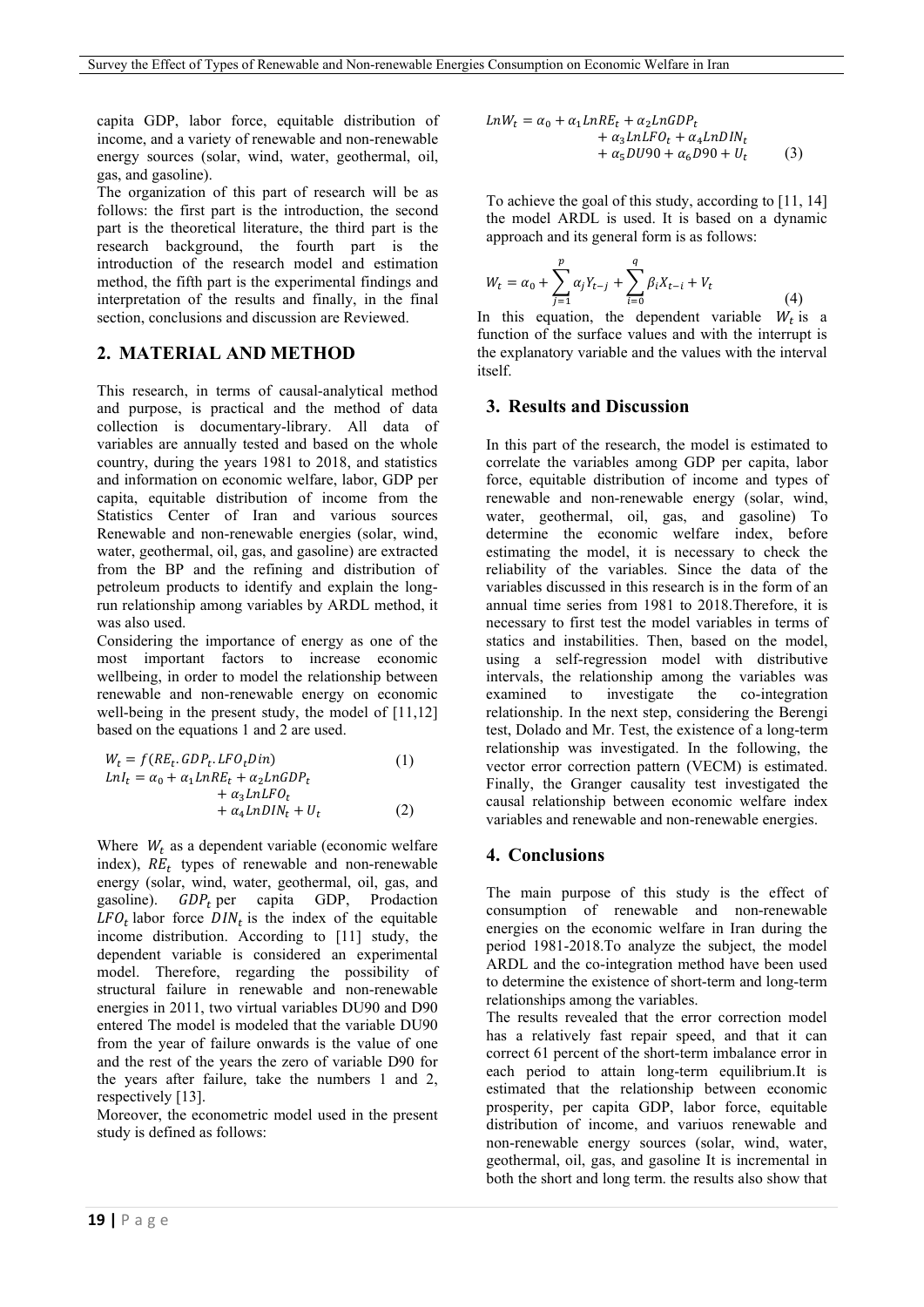capita GDP, labor force, equitable distribution of income, and a variety of renewable and non-renewable energy sources (solar, wind, water, geothermal, oil, gas, and gasoline).

The organization of this part of research will be as follows: the first part is the introduction, the second part is the theoretical literature, the third part is the research background, the fourth part is the introduction of the research model and estimation method, the fifth part is the experimental findings and interpretation of the results and finally, in the final section, conclusions and discussion are Reviewed.

## 2. MATERIAL AND METHOD

This research, in terms of causal-analytical method and purpose, is practical and the method of data collection is documentary-library. All data of variables are annually tested and based on the whole country, during the years 1981 to 2018, and statistics and information on economic welfare, labor, GDP per capita, equitable distribution of income from the Statistics Center of Iran and various sources Renewable and non-renewable energies (solar, wind, water, geothermal, oil, gas, and gasoline) are extracted from the BP and the refining and distribution of petroleum products to identify and explain the long-run relationship among variables by ARDL method, it was also used.

Considering the importance of energy as one of the most important factors to increase economic wellbeing, in order to model the relationship between renewable and non-renewable energy on economic well-being in the present study, the model of [11,12] based on the equations 1 and 2 are used.

$$W_t = f(RE_t . GDP_t . LFO_t Din) \tag{1}$$

$$LnI_t = \alpha_0 + \alpha_1 LnRE_t + \alpha_2 LnGDP_t + \alpha_3 LnLFO_t + \alpha_4 LnDIN_t + U_t \tag{2}$$

Where $W_t$ as a dependent variable (economic welfare index), $RE_t$ types of renewable and non-renewable energy (solar, wind, water, geothermal, oil, gas, and gasoline). $GDP_t$ per capita GDP, Prodaction $LFO_t$ labor force $DIN_t$ is the index of the equitable income distribution. According to [11] study, the dependent variable is considered an experimental model. Therefore, regarding the possibility of structural failure in renewable and non-renewable energies in 2011, two virtual variables DU90 and D90 entered The model is modeled that the variable DU90 from the year of failure onwards is the value of one and the rest of the years the zero of variable D90 for the years after failure, take the numbers 1 and 2, respectively [13].

Moreover, the econometric model used in the present study is defined as follows:

$$LnW_t = \alpha_0 + \alpha_1 LnRE_t + \alpha_2 LnGDP_t + \alpha_3 LnLFO_t + \alpha_4 LnDIN_t + \alpha_5 DU90 + \alpha_6 D90 + U_t \tag{3}$$

To achieve the goal of this study, according to [11, 14] the model ARDL is used. It is based on a dynamic approach and its general form is as follows:

$$W_t = \alpha_0 + \sum_{j=1}^{p} \alpha_j Y_{t-j} + \sum_{i=0}^{q} \beta_i X_{t-i} + V_t \tag{4}$$

In this equation, the dependent variable $W_t$ is a function of the surface values and with the interrupt is the explanatory variable and the values with the interval itself.

## 3. Results and Discussion

In this part of the research, the model is estimated to correlate the variables among GDP per capita, labor force, equitable distribution of income and types of renewable and non-renewable energy (solar, wind, water, geothermal, oil, gas, and gasoline) To determine the economic welfare index, before estimating the model, it is necessary to check the reliability of the variables. Since the data of the variables discussed in this research is in the form of an annual time series from 1981 to 2018.Therefore, it is necessary to first test the model variables in terms of statics and instabilities. Then, based on the model, using a self-regression model with distributive intervals, the relationship among the variables was examined to investigate the co-integration relationship. In the next step, considering the Berengi test, Dolado and Mr. Test, the existence of a long-term relationship was investigated. In the following, the vector error correction pattern (VECM) is estimated. Finally, the Granger causality test investigated the causal relationship between economic welfare index variables and renewable and non-renewable energies.

## 4. Conclusions

The main purpose of this study is the effect of consumption of renewable and non-renewable energies on the economic welfare in Iran during the period 1981-2018.To analyze the subject, the model ARDL and the co-integration method have been used to determine the existence of short-term and long-term relationships among the variables.

The results revealed that the error correction model has a relatively fast repair speed, and that it can correct 61 percent of the short-term imbalance error in each period to attain long-term equilibrium.It is estimated that the relationship between economic prosperity, per capita GDP, labor force, equitable distribution of income, and variuos renewable and non-renewable energy sources (solar, wind, water, geothermal, oil, gas, and gasoline It is incremental in both the short and long term. the results also show that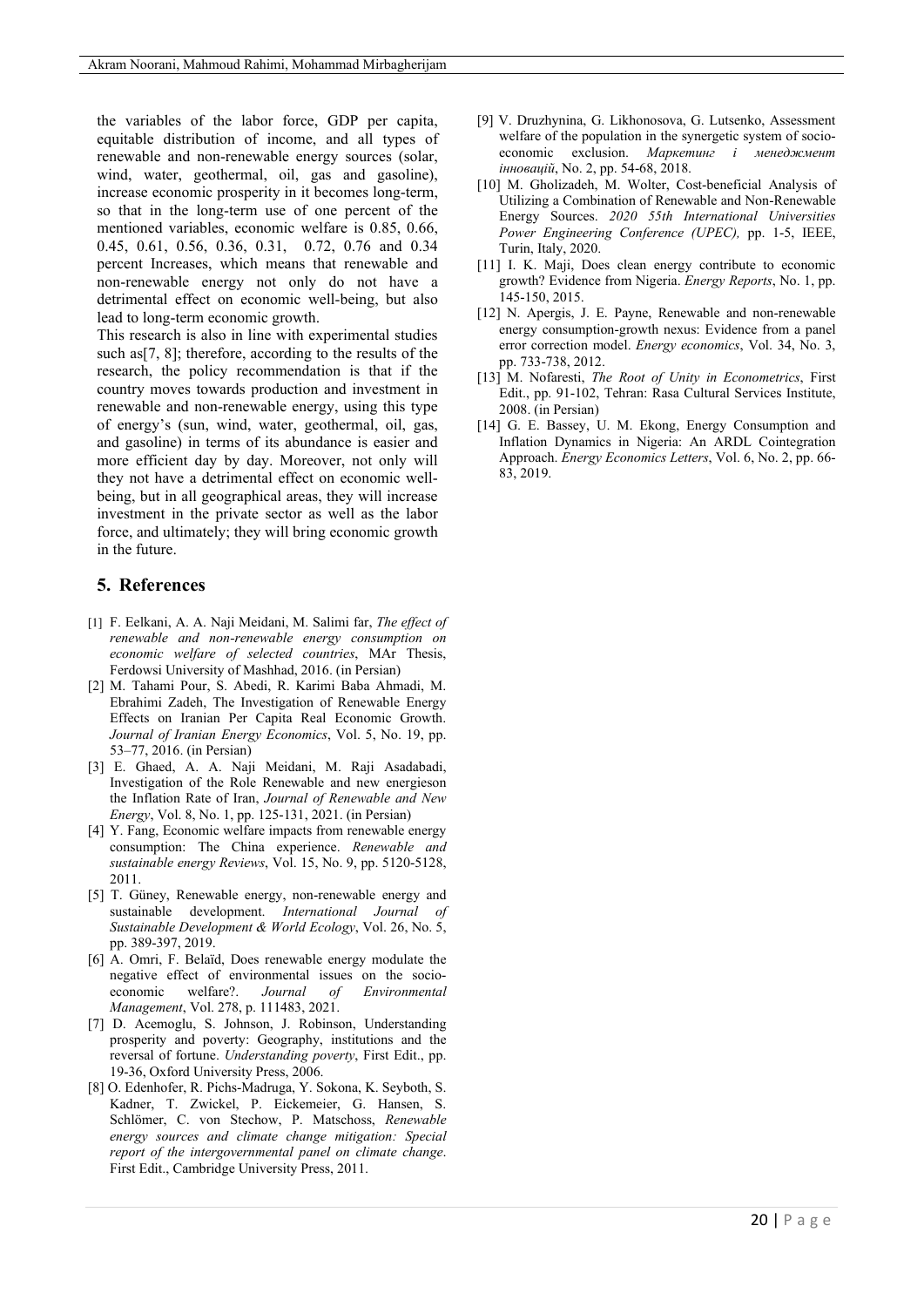the variables of the labor force, GDP per capita, equitable distribution of income, and all types of renewable and non-renewable energy sources (solar, wind, water, geothermal, oil, gas and gasoline), increase economic prosperity in it becomes long-term, so that in the long-term use of one percent of the mentioned variables, economic welfare is 0.85, 0.66, 0.45, 0.61, 0.56, 0.36, 0.31, 0.72, 0.76 and 0.34 percent Increases, which means that renewable and non-renewable energy not only do not have a detrimental effect on economic well-being, but also lead to long-term economic growth.

This research is also in line with experimental studies such as[7, 8]; therefore, according to the results of the research, the policy recommendation is that if the country moves towards production and investment in renewable and non-renewable energy, using this type of energy's (sun, wind, water, geothermal, oil, gas, and gasoline) in terms of its abundance is easier and more efficient day by day. Moreover, not only will they not have a detrimental effect on economic well-being, but in all geographical areas, they will increase investment in the private sector as well as the labor force, and ultimately; they will bring economic growth in the future.

## 5. References

[1] F. Eelkani, A. A. Naji Meidani, M. Salimi far, *The effect of renewable and non-renewable energy consumption on economic welfare of selected countries*, MAr Thesis, Ferdowsi University of Mashhad, 2016. (in Persian)

[2] M. Tahami Pour, S. Abedi, R. Karimi Baba Ahmadi, M. Ebrahimi Zadeh, The Investigation of Renewable Energy Effects on Iranian Per Capita Real Economic Growth. *Journal of Iranian Energy Economics*, Vol. 5, No. 19, pp. 53–77, 2016. (in Persian)

[3] E. Ghaed, A. A. Naji Meidani, M. Raji Asadabadi, Investigation of the Role Renewable and new energieson the Inflation Rate of Iran, *Journal of Renewable and New Energy*, Vol. 8, No. 1, pp. 125-131, 2021. (in Persian)

[4] Y. Fang, Economic welfare impacts from renewable energy consumption: The China experience. *Renewable and sustainable energy Reviews*, Vol. 15, No. 9, pp. 5120-5128, 2011.

[5] T. Güney, Renewable energy, non-renewable energy and sustainable development. *International Journal of Sustainable Development & World Ecology*, Vol. 26, No. 5, pp. 389-397, 2019.

[6] A. Omri, F. Belaïd, Does renewable energy modulate the negative effect of environmental issues on the socio-economic welfare?. *Journal of Environmental Management*, Vol. 278, p. 111483, 2021.

[7] D. Acemoglu, S. Johnson, J. Robinson, Understanding prosperity and poverty: Geography, institutions and the reversal of fortune. *Understanding poverty*, First Edit., pp. 19-36, Oxford University Press, 2006.

[8] O. Edenhofer, R. Pichs-Madruga, Y. Sokona, K. Seyboth, S. Kadner, T. Zwickel, P. Eickemeier, G. Hansen, S. Schlömer, C. von Stechow, P. Matschoss, *Renewable energy sources and climate change mitigation: Special report of the intergovernmental panel on climate change*. First Edit., Cambridge University Press, 2011.

[9] V. Druzhynina, G. Likhonosova, G. Lutsenko, Assessment welfare of the population in the synergetic system of socio-economic exclusion. *Маркетинг і менеджмент інновацій*, No. 2, pp. 54-68, 2018.

[10] M. Gholizadeh, M. Wolter, Cost-beneficial Analysis of Utilizing a Combination of Renewable and Non-Renewable Energy Sources. *2020 55th International Universities Power Engineering Conference (UPEC),* pp. 1-5, IEEE, Turin, Italy, 2020.

[11] I. K. Maji, Does clean energy contribute to economic growth? Evidence from Nigeria. *Energy Reports*, No. 1, pp. 145-150, 2015.

[12] N. Apergis, J. E. Payne, Renewable and non-renewable energy consumption-growth nexus: Evidence from a panel error correction model. *Energy economics*, Vol. 34, No. 3, pp. 733-738, 2012.

[13] M. Nofaresti, *The Root of Unity in Econometrics*, First Edit., pp. 91-102, Tehran: Rasa Cultural Services Institute, 2008. (in Persian)

[14] G. E. Bassey, U. M. Ekong, Energy Consumption and Inflation Dynamics in Nigeria: An ARDL Cointegration Approach. *Energy Economics Letters*, Vol. 6, No. 2, pp. 66-83, 2019.